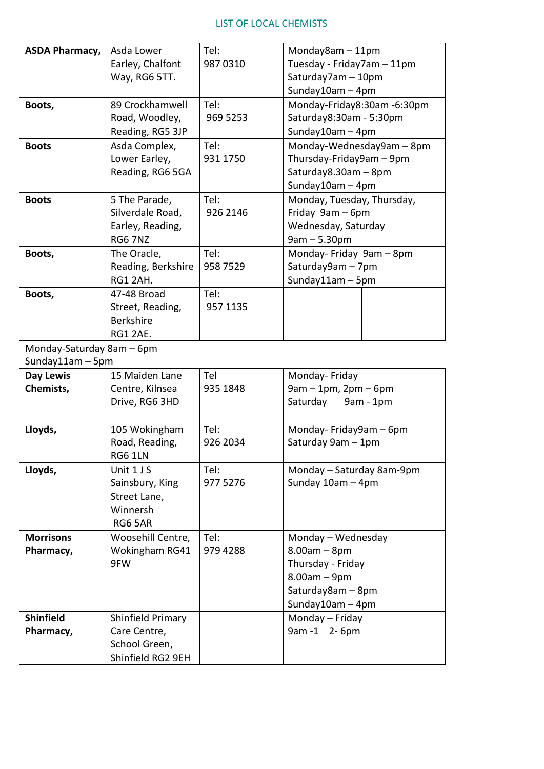LIST OF LOCAL CHEMISTS

| | | | |
|---|---|---|---|
| **ASDA Pharmacy,** | Asda Lower Earley, Chalfont Way, RG6 5TT. | Tel: 987 0310 | Monday8am – 11pm<br>Tuesday - Friday7am – 11pm<br>Saturday7am – 10pm<br>Sunday10am – 4pm |
| **Boots,** | 89 Crockhamwell Road, Woodley, Reading, RG5 3JP | Tel: 969 5253 | Monday-Friday8:30am -6:30pm<br>Saturday8:30am - 5:30pm<br>Sunday10am – 4pm |
| **Boots** | Asda Complex, Lower Earley, Reading, RG6 5GA | Tel: 931 1750 | Monday-Wednesday9am – 8pm<br>Thursday-Friday9am – 9pm<br>Saturday8.30am – 8pm<br>Sunday10am – 4pm |
| **Boots** | 5 The Parade, Silverdale Road, Earley, Reading, RG6 7NZ | Tel: 926 2146 | Monday, Tuesday, Thursday, Friday 9am – 6pm<br>Wednesday, Saturday<br>9am – 5.30pm |
| **Boots,** | The Oracle, Reading, Berkshire RG1 2AH. | Tel: 958 7529 | Monday- Friday 9am – 8pm<br>Saturday9am – 7pm<br>Sunday11am – 5pm |
| **Boots,** | 47-48 Broad Street, Reading, Berkshire RG1 2AE. | Tel: 957 1135 | Monday-Saturday 8am – 6pm<br>Sunday11am – 5pm |
| **Day Lewis Chemists,** | 15 Maiden Lane Centre, Kilnsea Drive, RG6 3HD | Tel 935 1848 | Monday- Friday<br>9am – 1pm, 2pm – 6pm<br>Saturday 9am - 1pm |
| **Lloyds,** | 105 Wokingham Road, Reading, RG6 1LN | Tel: 926 2034 | Monday- Friday9am – 6pm<br>Saturday 9am – 1pm |
| **Lloyds,** | Unit 1 J S Sainsbury, King Street Lane, Winnersh RG6 5AR | Tel: 977 5276 | Monday – Saturday 8am-9pm<br>Sunday 10am – 4pm |
| **Morrisons Pharmacy,** | Woosehill Centre, Wokingham RG41 9FW | Tel: 979 4288 | Monday – Wednesday<br>8.00am – 8pm<br>Thursday - Friday<br>8.00am – 9pm<br>Saturday8am – 8pm<br>Sunday10am – 4pm |
| **Shinfield Pharmacy,** | Shinfield Primary Care Centre, School Green, Shinfield RG2 9EH | | Monday – Friday<br>9am -1 2- 6pm |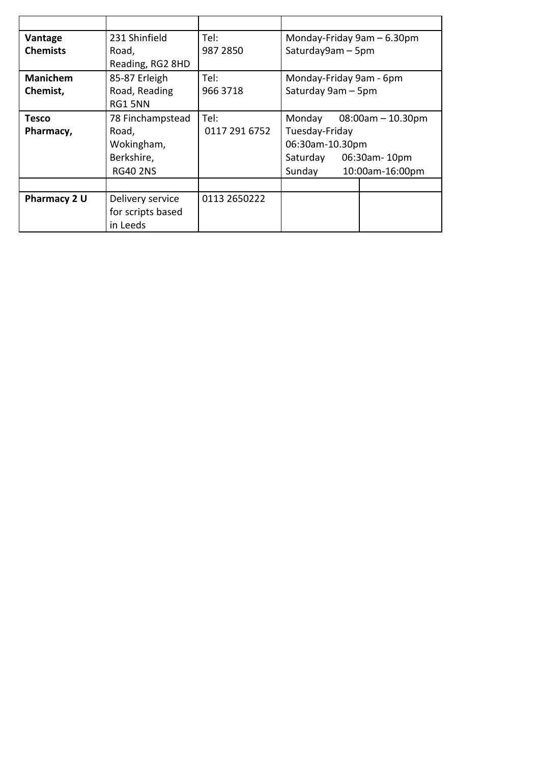| | | | | |
|---|---|---|---|---|
| | | | | |
| **Vantage Chemists** | 231 Shinfield Road, Reading, RG2 8HD | Tel: 987 2850 | Monday-Friday 9am – 6.30pm Saturday9am – 5pm | |
| **Manichem Chemist,** | 85-87 Erleigh Road, Reading RG1 5NN | Tel: 966 3718 | Monday-Friday 9am - 6pm Saturday 9am – 5pm | |
| **Tesco Pharmacy,** | 78 Finchampstead Road, Wokingham, Berkshire, RG40 2NS | Tel: 0117 291 6752 | Monday 08:00am – 10.30pm Tuesday-Friday 06:30am-10.30pm Saturday 06:30am- 10pm Sunday 10:00am-16:00pm | |
| | | | | |
| **Pharmacy 2 U** | Delivery service for scripts based in Leeds | 0113 2650222 | | |